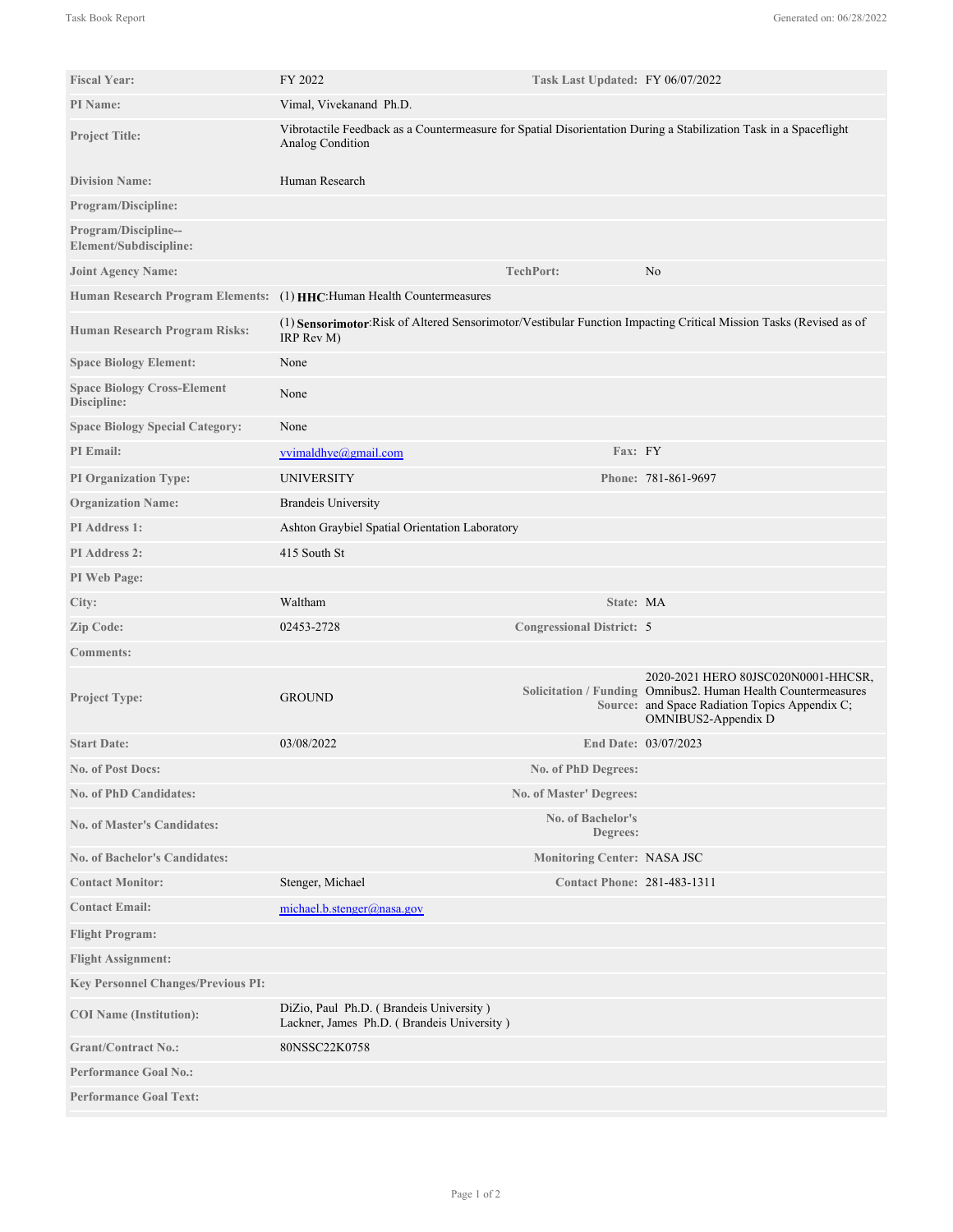| | | | |
|---|---|---|---|
| **Fiscal Year:** | FY 2022 | **Task Last Updated:** | FY 06/07/2022 |
| **PI Name:** | Vimal, Vivekanand Ph.D. | | |
| **Project Title:** | Vibrotactile Feedback as a Countermeasure for Spatial Disorientation During a Stabilization Task in a Spaceflight Analog Condition | | |
| **Division Name:** | Human Research | | |
| **Program/Discipline:** | | | |
| **Program/Discipline--Element/Subdiscipline:** | | | |
| **Joint Agency Name:** | | **TechPort:** | No |
| **Human Research Program Elements:** | (1) **HHC**:Human Health Countermeasures | | |
| **Human Research Program Risks:** | (1) **Sensorimotor**:Risk of Altered Sensorimotor/Vestibular Function Impacting Critical Mission Tasks (Revised as of IRP Rev M) | | |
| **Space Biology Element:** | None | | |
| **Space Biology Cross-Element Discipline:** | None | | |
| **Space Biology Special Category:** | None | | |
| **PI Email:** | vvimaldhye@gmail.com | **Fax:** | FY |
| **PI Organization Type:** | UNIVERSITY | **Phone:** | 781-861-9697 |
| **Organization Name:** | Brandeis University | | |
| **PI Address 1:** | Ashton Graybiel Spatial Orientation Laboratory | | |
| **PI Address 2:** | 415 South St | | |
| **PI Web Page:** | | | |
| **City:** | Waltham | **State:** | MA |
| **Zip Code:** | 02453-2728 | **Congressional District:** | 5 |
| **Comments:** | | | |
| **Project Type:** | GROUND | **Solicitation / Funding Source:** | 2020-2021 HERO 80JSC020N0001-HHCSR, Omnibus2. Human Health Countermeasures and Space Radiation Topics Appendix C; OMNIBUS2-Appendix D |
| **Start Date:** | 03/08/2022 | **End Date:** | 03/07/2023 |
| **No. of Post Docs:** | | **No. of PhD Degrees:** | |
| **No. of PhD Candidates:** | | **No. of Master' Degrees:** | |
| **No. of Master's Candidates:** | | **No. of Bachelor's Degrees:** | |
| **No. of Bachelor's Candidates:** | | **Monitoring Center:** | NASA JSC |
| **Contact Monitor:** | Stenger, Michael | **Contact Phone:** | 281-483-1311 |
| **Contact Email:** | michael.b.stenger@nasa.gov | | |
| **Flight Program:** | | | |
| **Flight Assignment:** | | | |
| **Key Personnel Changes/Previous PI:** | | | |
| **COI Name (Institution):** | DiZio, Paul Ph.D. ( Brandeis University )<br>Lackner, James Ph.D. ( Brandeis University ) | | |
| **Grant/Contract No.:** | 80NSSC22K0758 | | |
| **Performance Goal No.:** | | | |
| **Performance Goal Text:** | | | |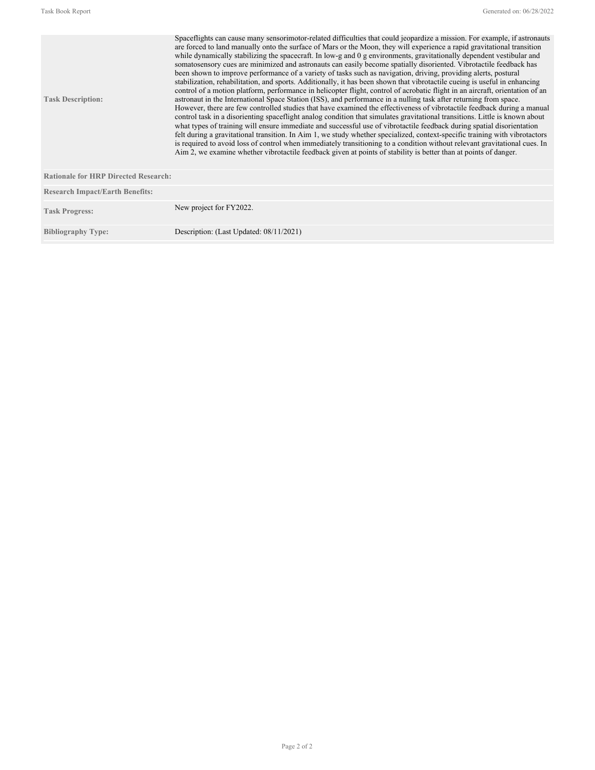| | |
|---|---|
| **Task Description:** | Spaceflights can cause many sensorimotor-related difficulties that could jeopardize a mission. For example, if astronauts are forced to land manually onto the surface of Mars or the Moon, they will experience a rapid gravitational transition while dynamically stabilizing the spacecraft. In low-g and 0 g environments, gravitationally dependent vestibular and somatosensory cues are minimized and astronauts can easily become spatially disoriented. Vibrotactile feedback has been shown to improve performance of a variety of tasks such as navigation, driving, providing alerts, postural stabilization, rehabilitation, and sports. Additionally, it has been shown that vibrotactile cueing is useful in enhancing control of a motion platform, performance in helicopter flight, control of acrobatic flight in an aircraft, orientation of an astronaut in the International Space Station (ISS), and performance in a nulling task after returning from space. However, there are few controlled studies that have examined the effectiveness of vibrotactile feedback during a manual control task in a disorienting spaceflight analog condition that simulates gravitational transitions. Little is known about what types of training will ensure immediate and successful use of vibrotactile feedback during spatial disorientation felt during a gravitational transition. In Aim 1, we study whether specialized, context-specific training with vibrotactors is required to avoid loss of control when immediately transitioning to a condition without relevant gravitational cues. In Aim 2, we examine whether vibrotactile feedback given at points of stability is better than at points of danger. |
| **Rationale for HRP Directed Research:** | |
| **Research Impact/Earth Benefits:** | |
| **Task Progress:** | New project for FY2022. |
| **Bibliography Type:** | Description: (Last Updated: 08/11/2021) |